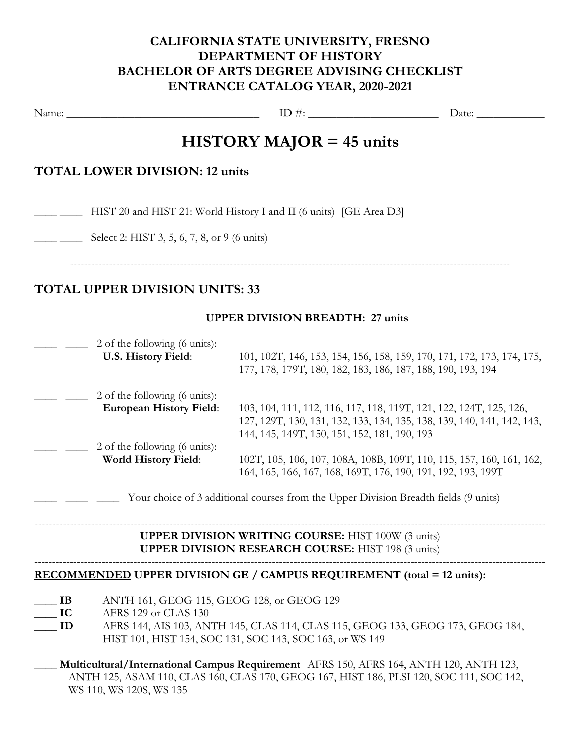# CALIFORNIA STATE UNIVERSITY, FRESNO
# DEPARTMENT OF HISTORY
# BACHELOR OF ARTS DEGREE ADVISING CHECKLIST
# ENTRANCE CATALOG YEAR, 2020-2021

Name: ______________________________ ID #: ____________________ Date: __________

## HISTORY MAJOR = 45 units

### TOTAL LOWER DIVISION: 12 units

____ ____ HIST 20 and HIST 21: World History I and II (6 units) [GE Area D3]

____ ____ Select 2: HIST 3, 5, 6, 7, 8, or 9 (6 units)

---

### TOTAL UPPER DIVISION UNITS: 33

**UPPER DIVISION BREADTH: 27 units**

____ ____ 2 of the following (6 units):
**U.S. History Field**: 101, 102T, 146, 153, 154, 156, 158, 159, 170, 171, 172, 173, 174, 175, 177, 178, 179T, 180, 182, 183, 186, 187, 188, 190, 193, 194

____ ____ 2 of the following (6 units):
**European History Field**: 103, 104, 111, 112, 116, 117, 118, 119T, 121, 122, 124T, 125, 126, 127, 129T, 130, 131, 132, 133, 134, 135, 138, 139, 140, 141, 142, 143, 144, 145, 149T, 150, 151, 152, 181, 190, 193

____ ____ 2 of the following (6 units):
**World History Field**: 102T, 105, 106, 107, 108A, 108B, 109T, 110, 115, 157, 160, 161, 162, 164, 165, 166, 167, 168, 169T, 176, 190, 191, 192, 193, 199T

____ ____ ____ Your choice of 3 additional courses from the Upper Division Breadth fields (9 units)

---

**UPPER DIVISION WRITING COURSE:** HIST 100W (3 units)
**UPPER DIVISION RESEARCH COURSE:** HIST 198 (3 units)

---

**RECOMMENDED UPPER DIVISION GE / CAMPUS REQUIREMENT (total = 12 units):**

____ **IB** ANTH 161, GEOG 115, GEOG 128, or GEOG 129

____ **IC** AFRS 129 or CLAS 130

____ **ID** AFRS 144, AIS 103, ANTH 145, CLAS 114, CLAS 115, GEOG 133, GEOG 173, GEOG 184, HIST 101, HIST 154, SOC 131, SOC 143, SOC 163, or WS 149

____ **Multicultural/International Campus Requirement** AFRS 150, AFRS 164, ANTH 120, ANTH 123, ANTH 125, ASAM 110, CLAS 160, CLAS 170, GEOG 167, HIST 186, PLSI 120, SOC 111, SOC 142, WS 110, WS 120S, WS 135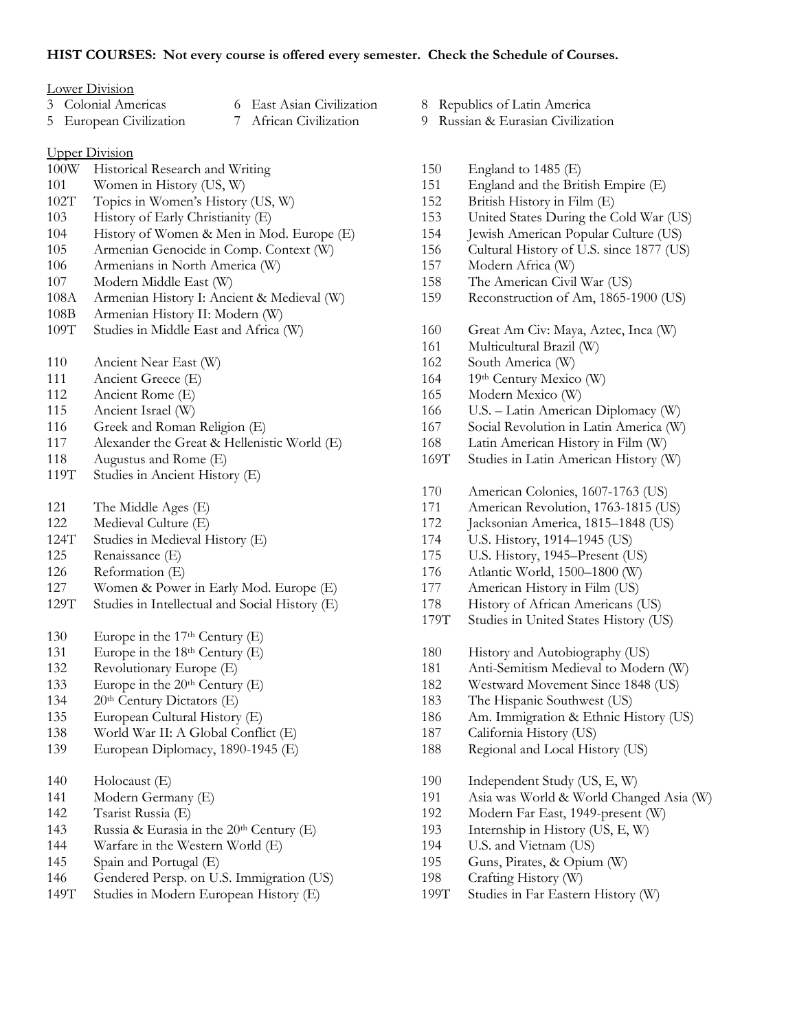**HIST COURSES: Not every course is offered every semester. Check the Schedule of Courses.**

Lower Division

- 3 Colonial Americas
- 5 European Civilization
- 6 East Asian Civilization
- 7 African Civilization
- 8 Republics of Latin America
- 9 Russian & Eurasian Civilization

Upper Division

- 100W Historical Research and Writing
- 101 Women in History (US, W)
- 102T Topics in Women's History (US, W)
- 103 History of Early Christianity (E)
- 104 History of Women & Men in Mod. Europe (E)
- 105 Armenian Genocide in Comp. Context (W)
- 106 Armenians in North America (W)
- 107 Modern Middle East (W)
- 108A Armenian History I: Ancient & Medieval (W)
- 108B Armenian History II: Modern (W)
- 109T Studies in Middle East and Africa (W)

- 110 Ancient Near East (W)
- 111 Ancient Greece (E)
- 112 Ancient Rome (E)
- 115 Ancient Israel (W)
- 116 Greek and Roman Religion (E)
- 117 Alexander the Great & Hellenistic World (E)
- 118 Augustus and Rome (E)
- 119T Studies in Ancient History (E)

- 121 The Middle Ages (E)
- 122 Medieval Culture (E)
- 124T Studies in Medieval History (E)
- 125 Renaissance (E)
- 126 Reformation (E)
- 127 Women & Power in Early Mod. Europe (E)
- 129T Studies in Intellectual and Social History (E)

- 130 Europe in the 17th Century (E)
- 131 Europe in the 18th Century (E)
- 132 Revolutionary Europe (E)
- 133 Europe in the 20th Century (E)
- 134 20th Century Dictators (E)
- 135 European Cultural History (E)
- 138 World War II: A Global Conflict (E)
- 139 European Diplomacy, 1890-1945 (E)

- 140 Holocaust (E)
- 141 Modern Germany (E)
- 142 Tsarist Russia (E)
- 143 Russia & Eurasia in the 20th Century (E)
- 144 Warfare in the Western World (E)
- 145 Spain and Portugal (E)
- 146 Gendered Persp. on U.S. Immigration (US)
- 149T Studies in Modern European History (E)

- 150 England to 1485 (E)
- 151 England and the British Empire (E)
- 152 British History in Film (E)
- 153 United States During the Cold War (US)
- 154 Jewish American Popular Culture (US)
- 156 Cultural History of U.S. since 1877 (US)
- 157 Modern Africa (W)
- 158 The American Civil War (US)
- 159 Reconstruction of Am, 1865-1900 (US)

- 160 Great Am Civ: Maya, Aztec, Inca (W)
- 161 Multicultural Brazil (W)
- 162 South America (W)
- 164 19th Century Mexico (W)
- 165 Modern Mexico (W)
- 166 U.S. – Latin American Diplomacy (W)
- 167 Social Revolution in Latin America (W)
- 168 Latin American History in Film (W)
- 169T Studies in Latin American History (W)

- 170 American Colonies, 1607-1763 (US)
- 171 American Revolution, 1763-1815 (US)
- 172 Jacksonian America, 1815–1848 (US)
- 174 U.S. History, 1914–1945 (US)
- 175 U.S. History, 1945–Present (US)
- 176 Atlantic World, 1500–1800 (W)
- 177 American History in Film (US)
- 178 History of African Americans (US)
- 179T Studies in United States History (US)

- 180 History and Autobiography (US)
- 181 Anti-Semitism Medieval to Modern (W)
- 182 Westward Movement Since 1848 (US)
- 183 The Hispanic Southwest (US)
- 186 Am. Immigration & Ethnic History (US)
- 187 California History (US)
- 188 Regional and Local History (US)

- 190 Independent Study (US, E, W)
- 191 Asia was World & World Changed Asia (W)
- 192 Modern Far East, 1949-present (W)
- 193 Internship in History (US, E, W)
- 194 U.S. and Vietnam (US)
- 195 Guns, Pirates, & Opium (W)
- 198 Crafting History (W)
- 199T Studies in Far Eastern History (W)